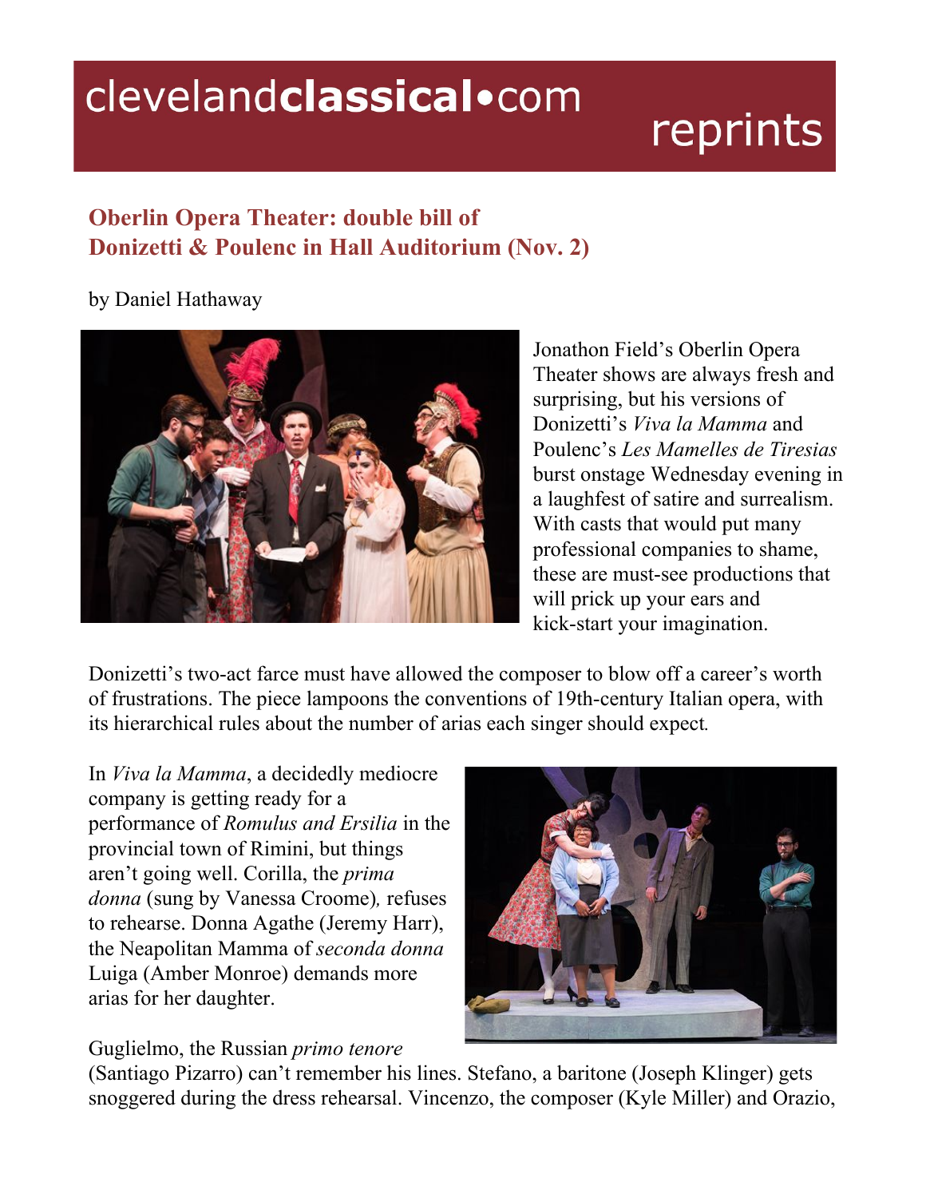# Oberlin Opera Theater: double bill of Donizetti & Poulenc in Hall Auditorium (Nov. 2)

by Daniel Hathaway

Jonathon Field's Oberlin Opera Theater shows are always fresh and surprising, but his versions of Donizetti's *Viva la Mamma* and Poulenc's *Les Mamelles de Tiresias* burst onstage Wednesday evening in a laughfest of satire and surrealism. With casts that would put many professional companies to shame, these are must-see productions that will prick up your ears and kick-start your imagination.

Donizetti's two-act farce must have allowed the composer to blow off a career's worth of frustrations. The piece lampoons the conventions of 19th-century Italian opera, with its hierarchical rules about the number of arias each singer should expect.

In *Viva la Mamma*, a decidedly mediocre company is getting ready for a performance of *Romulus and Ersilia* in the provincial town of Rimini, but things aren't going well. Corilla, the *prima donna* (sung by Vanessa Croome), refuses to rehearse. Donna Agathe (Jeremy Harr), the Neapolitan Mamma of *seconda donna* Luiga (Amber Monroe) demands more arias for her daughter.

Guglielmo, the Russian *primo tenore* (Santiago Pizarro) can't remember his lines. Stefano, a baritone (Joseph Klinger) gets snoggered during the dress rehearsal. Vincenzo, the composer (Kyle Miller) and Orazio,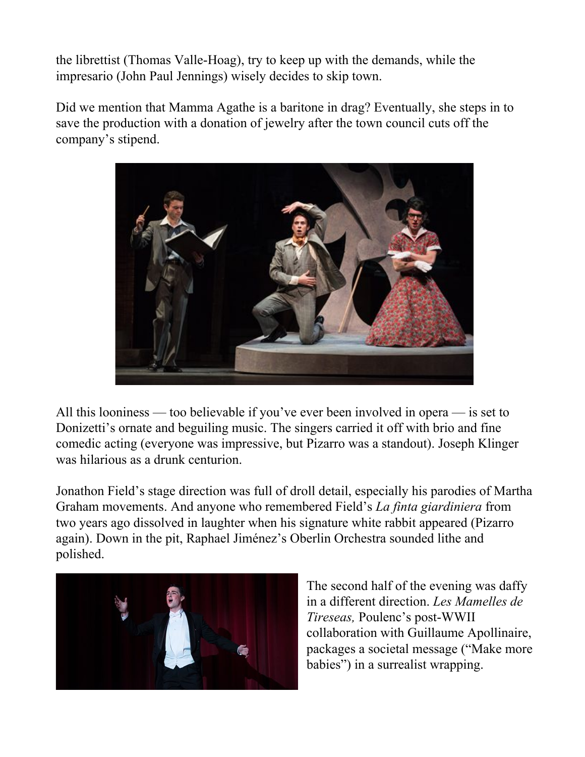the librettist (Thomas Valle-Hoag), try to keep up with the demands, while the impresario (John Paul Jennings) wisely decides to skip town.

Did we mention that Mamma Agathe is a baritone in drag? Eventually, she steps in to save the production with a donation of jewelry after the town council cuts off the company's stipend.

All this looniness — too believable if you've ever been involved in opera — is set to Donizetti's ornate and beguiling music. The singers carried it off with brio and fine comedic acting (everyone was impressive, but Pizarro was a standout). Joseph Klinger was hilarious as a drunk centurion.

Jonathon Field's stage direction was full of droll detail, especially his parodies of Martha Graham movements. And anyone who remembered Field's *La finta giardiniera* from two years ago dissolved in laughter when his signature white rabbit appeared (Pizarro again). Down in the pit, Raphael Jiménez's Oberlin Orchestra sounded lithe and polished.

The second half of the evening was daffy in a different direction. *Les Mamelles de Tireseas,* Poulenc's post-WWII collaboration with Guillaume Apollinaire, packages a societal message ("Make more babies") in a surrealist wrapping.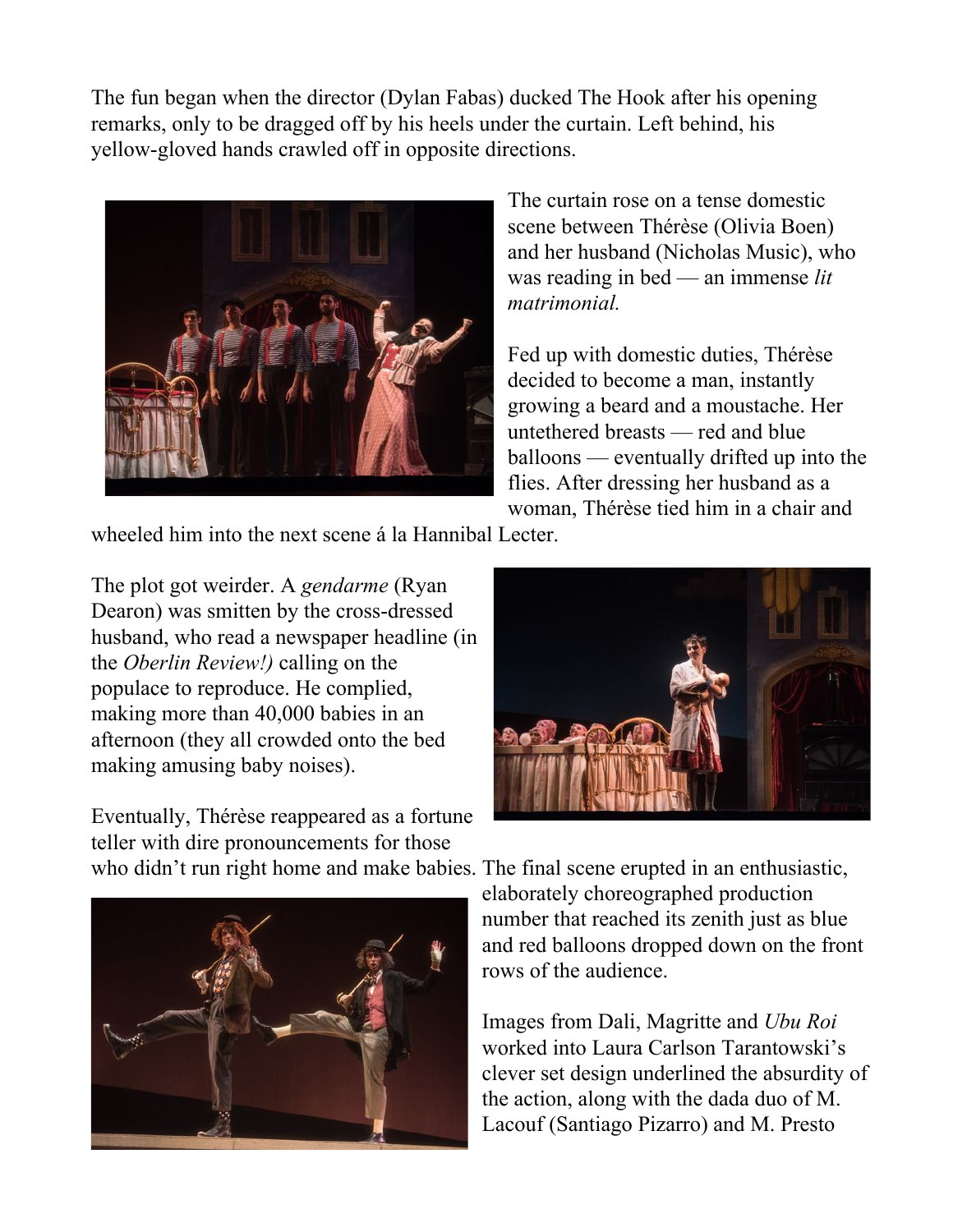The fun began when the director (Dylan Fabas) ducked The Hook after his opening remarks, only to be dragged off by his heels under the curtain. Left behind, his yellow-gloved hands crawled off in opposite directions.

The curtain rose on a tense domestic scene between Thérèse (Olivia Boen) and her husband (Nicholas Music), who was reading in bed — an immense *lit matrimonial.*

Fed up with domestic duties, Thérèse decided to become a man, instantly growing a beard and a moustache. Her untethered breasts — red and blue balloons — eventually drifted up into the flies. After dressing her husband as a woman, Thérèse tied him in a chair and wheeled him into the next scene á la Hannibal Lecter.

The plot got weirder. A *gendarme* (Ryan Dearon) was smitten by the cross-dressed husband, who read a newspaper headline (in the *Oberlin Review!)* calling on the populace to reproduce. He complied, making more than 40,000 babies in an afternoon (they all crowded onto the bed making amusing baby noises).

Eventually, Thérèse reappeared as a fortune teller with dire pronouncements for those who didn't run right home and make babies. The final scene erupted in an enthusiastic, elaborately choreographed production number that reached its zenith just as blue and red balloons dropped down on the front rows of the audience.

Images from Dali, Magritte and *Ubu Roi* worked into Laura Carlson Tarantowski's clever set design underlined the absurdity of the action, along with the dada duo of M. Lacouf (Santiago Pizarro) and M. Presto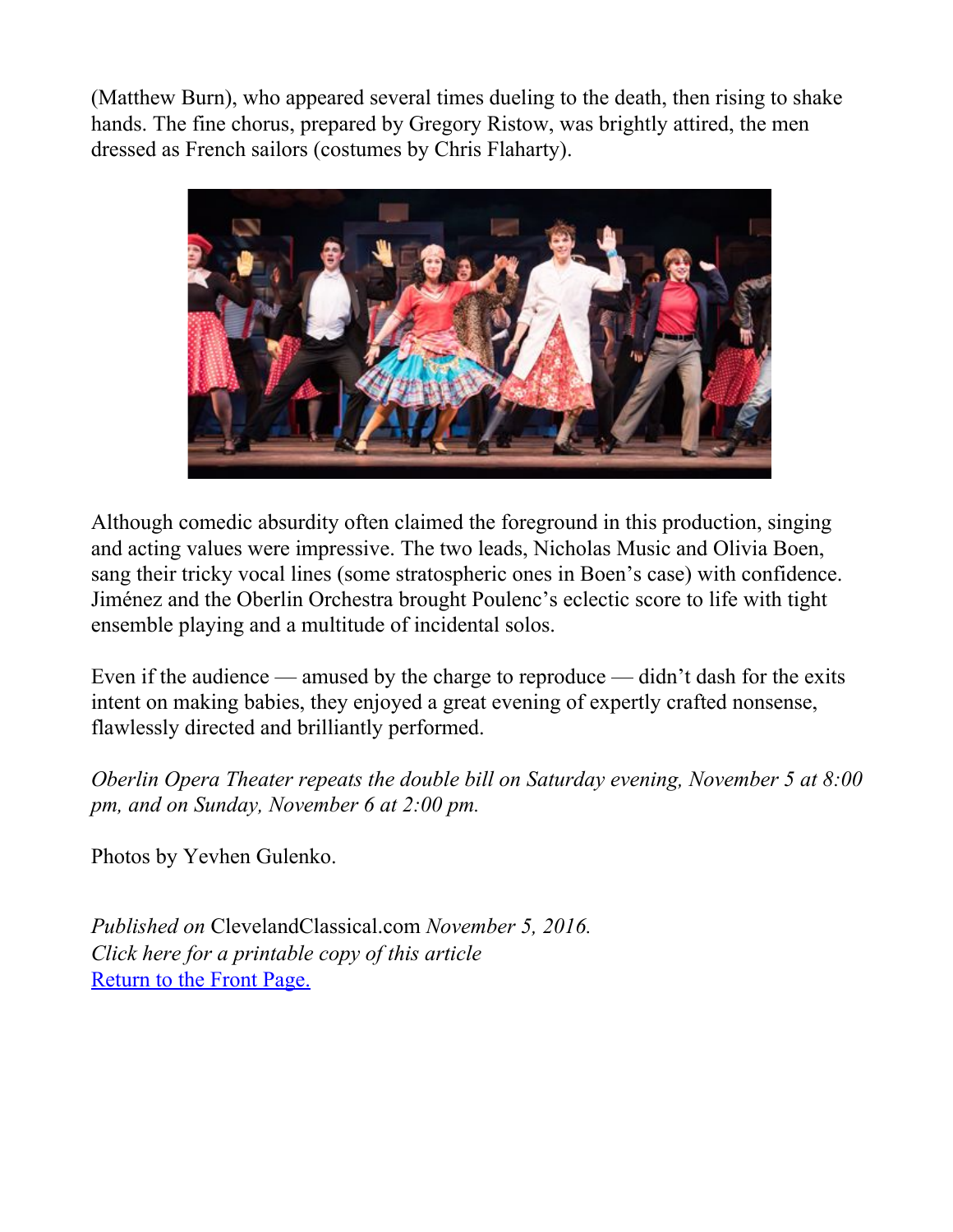(Matthew Burn), who appeared several times dueling to the death, then rising to shake hands. The fine chorus, prepared by Gregory Ristow, was brightly attired, the men dressed as French sailors (costumes by Chris Flaharty).

Although comedic absurdity often claimed the foreground in this production, singing and acting values were impressive. The two leads, Nicholas Music and Olivia Boen, sang their tricky vocal lines (some stratospheric ones in Boen's case) with confidence. Jiménez and the Oberlin Orchestra brought Poulenc's eclectic score to life with tight ensemble playing and a multitude of incidental solos.

Even if the audience — amused by the charge to reproduce — didn't dash for the exits intent on making babies, they enjoyed a great evening of expertly crafted nonsense, flawlessly directed and brilliantly performed.

*Oberlin Opera Theater repeats the double bill on Saturday evening, November 5 at 8:00 pm, and on Sunday, November 6 at 2:00 pm.*

Photos by Yevhen Gulenko.

*Published on* ClevelandClassical.com *November 5, 2016.*
*Click here for a printable copy of this article*
[Return to the Front Page.]